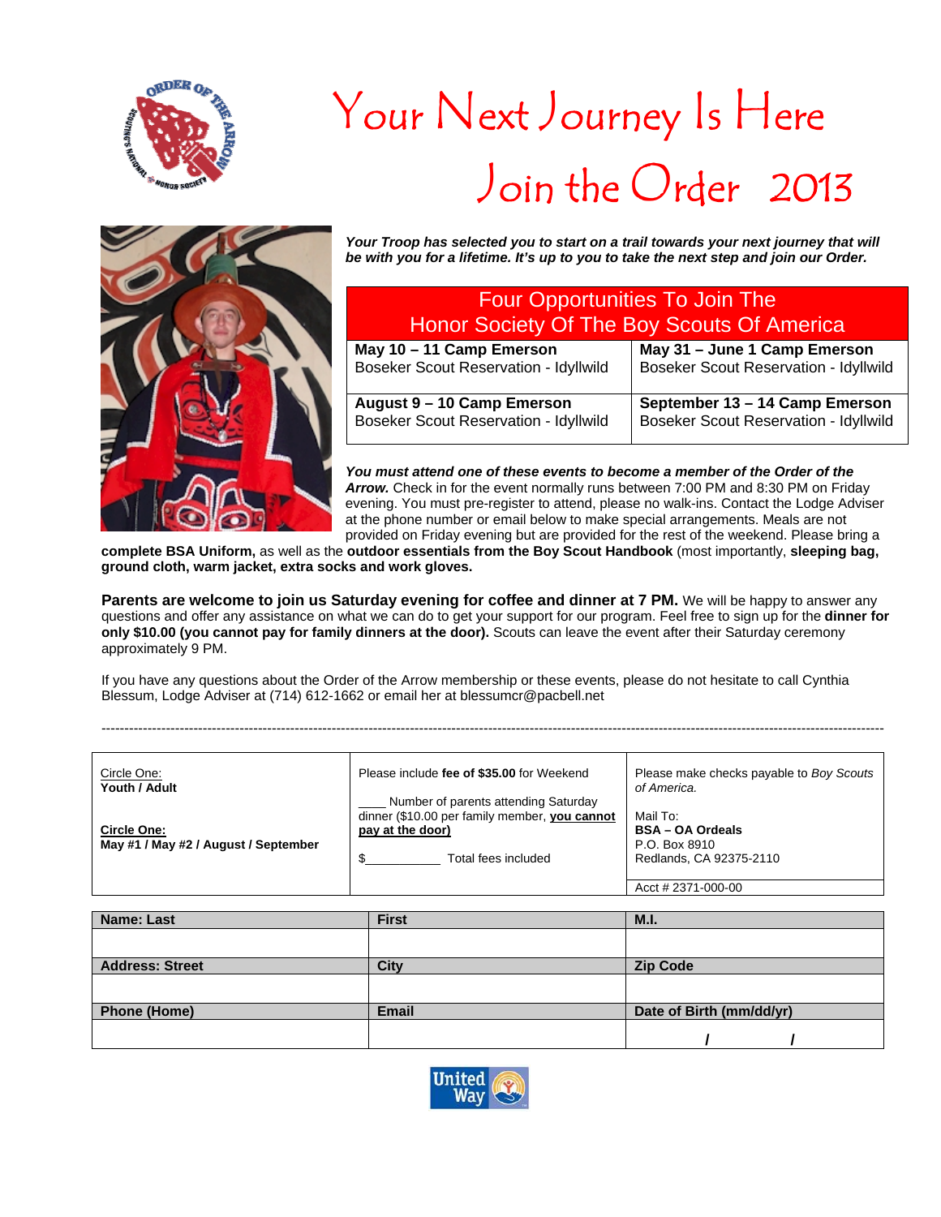# Your Next Journey Is Here

# Join the Order 2013

***Your Troop has selected you to start on a trail towards your next journey that will be with you for a lifetime. It's up to you to take the next step and join our Order.***

| Four Opportunities To Join The Honor Society Of The Boy Scouts Of America | |
|---|---|
| **May 10 – 11 Camp Emerson** Boseker Scout Reservation - Idyllwild | **May 31 – June 1 Camp Emerson** Boseker Scout Reservation - Idyllwild |
| **August 9 – 10 Camp Emerson** Boseker Scout Reservation - Idyllwild | **September 13 – 14 Camp Emerson** Boseker Scout Reservation - Idyllwild |

***You must attend one of these events to become a member of the Order of the Arrow.*** Check in for the event normally runs between 7:00 PM and 8:30 PM on Friday evening. You must pre-register to attend, please no walk-ins. Contact the Lodge Adviser at the phone number or email below to make special arrangements. Meals are not provided on Friday evening but are provided for the rest of the weekend. Please bring a **complete BSA Uniform,** as well as the **outdoor essentials from the Boy Scout Handbook** (most importantly, **sleeping bag, ground cloth, warm jacket, extra socks and work gloves.**

**Parents are welcome to join us Saturday evening for coffee and dinner at 7 PM.** We will be happy to answer any questions and offer any assistance on what we can do to get your support for our program. Feel free to sign up for the **dinner for only $10.00 (you cannot pay for family dinners at the door).** Scouts can leave the event after their Saturday ceremony approximately 9 PM.

If you have any questions about the Order of the Arrow membership or these events, please do not hesitate to call Cynthia Blessum, Lodge Adviser at (714) 612-1662 or email her at blessumcr@pacbell.net

---

| Circle One: **Youth / Adult** <br><br> **Circle One:** **May #1 / May #2 / August / September** | Please include **fee of $35.00** for Weekend <br><br> ____ Number of parents attending Saturday dinner ($10.00 per family member, **you cannot pay at the door)** <br><br> $___________ Total fees included | Please make checks payable to *Boy Scouts of America.* <br><br> Mail To: <br> **BSA – OA Ordeals** <br> P.O. Box 8910 <br> Redlands, CA 92375-2110 <br><br> Acct # 2371-000-00 |
|---|---|---|

| **Name: Last** | **First** | **M.I.** |
|---|---|---|
| | | |
| **Address: Street** | **City** | **Zip Code** |
| | | |
| **Phone (Home)** | **Email** | **Date of Birth (mm/dd/yr)** |
| | | / / |

United Way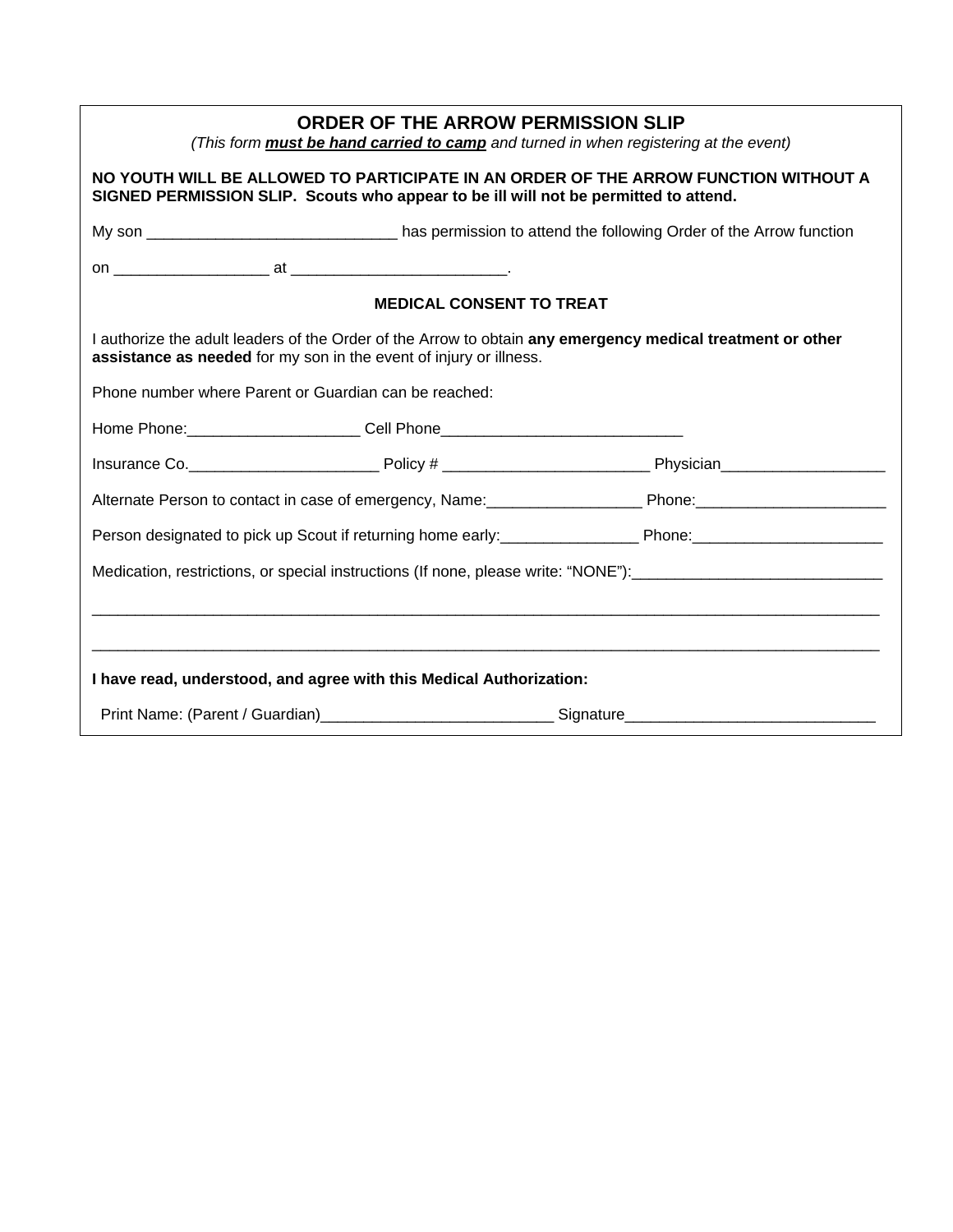## ORDER OF THE ARROW PERMISSION SLIP

*(This form **must be hand carried to camp** and turned in when registering at the event)*

**NO YOUTH WILL BE ALLOWED TO PARTICIPATE IN AN ORDER OF THE ARROW FUNCTION WITHOUT A SIGNED PERMISSION SLIP. Scouts who appear to be ill will not be permitted to attend.**

My son ____________________________ has permission to attend the following Order of the Arrow function

on _________________ at ________________________.

### MEDICAL CONSENT TO TREAT

I authorize the adult leaders of the Order of the Arrow to obtain **any emergency medical treatment or other assistance as needed** for my son in the event of injury or illness.

Phone number where Parent or Guardian can be reached:

Home Phone:___________________ Cell Phone___________________________

Insurance Co._____________________ Policy # _______________________ Physician__________________

Alternate Person to contact in case of emergency, Name:_________________ Phone:_____________________

Person designated to pick up Scout if returning home early:_______________ Phone:_____________________

Medication, restrictions, or special instructions (If none, please write: "NONE"):____________________________

________________________________________________________________________________________

________________________________________________________________________________________

**I have read, understood, and agree with this Medical Authorization:**

Print Name: (Parent / Guardian)__________________________ Signature____________________________